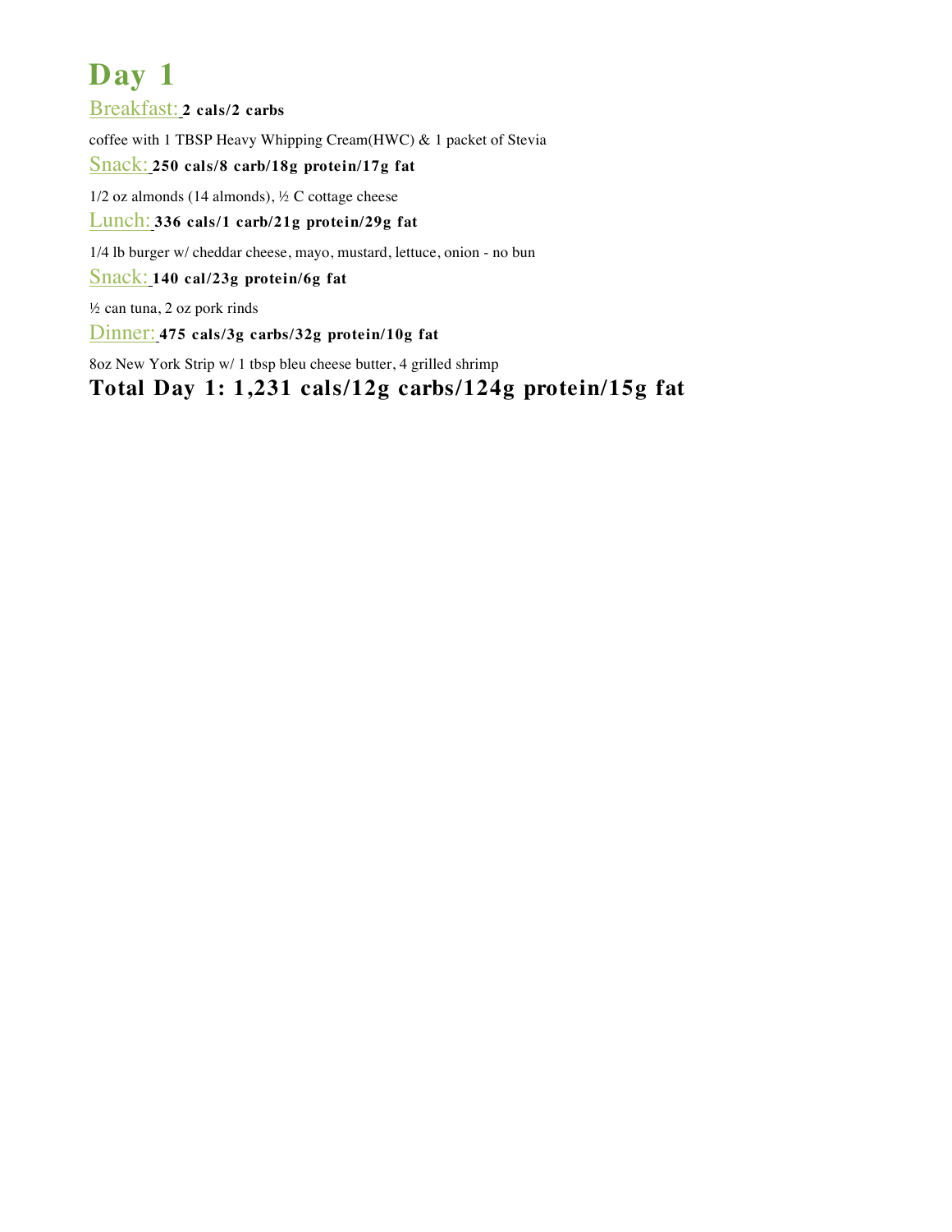# Day 1

## Breakfast: **2 cals/2 carbs**

coffee with 1 TBSP Heavy Whipping Cream(HWC) & 1 packet of Stevia

## Snack: **250 cals/8 carb/18g protein/17g fat**

1/2 oz almonds (14 almonds), ½ C cottage cheese

## Lunch: **336 cals/1 carb/21g protein/29g fat**

1/4 lb burger w/ cheddar cheese, mayo, mustard, lettuce, onion - no bun

## Snack: **140 cal/23g protein/6g fat**

½ can tuna, 2 oz pork rinds

## Dinner: **475 cals/3g carbs/32g protein/10g fat**

8oz New York Strip w/ 1 tbsp bleu cheese butter, 4 grilled shrimp

**Total Day 1: 1,231 cals/12g carbs/124g protein/15g fat**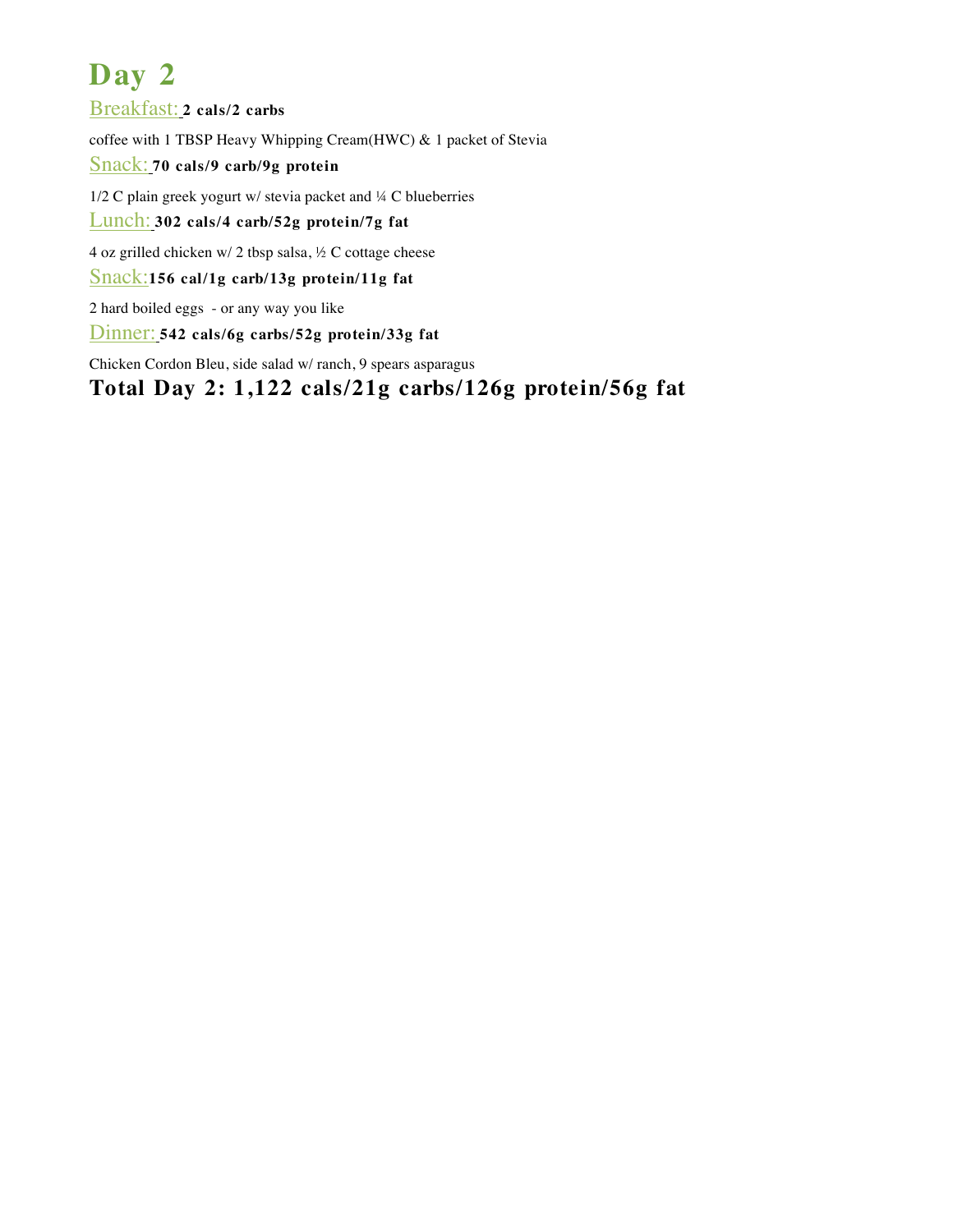# Day 2

Breakfast: **2 cals/2 carbs**

coffee with 1 TBSP Heavy Whipping Cream(HWC) & 1 packet of Stevia

Snack: **70 cals/9 carb/9g protein**

1/2 C plain greek yogurt w/ stevia packet and ¼ C blueberries

Lunch: **302 cals/4 carb/52g protein/7g fat**

4 oz grilled chicken w/ 2 tbsp salsa, ½ C cottage cheese

Snack: **156 cal/1g carb/13g protein/11g fat**

2 hard boiled eggs - or any way you like

Dinner: **542 cals/6g carbs/52g protein/33g fat**

Chicken Cordon Bleu, side salad w/ ranch, 9 spears asparagus

**Total Day 2: 1,122 cals/21g carbs/126g protein/56g fat**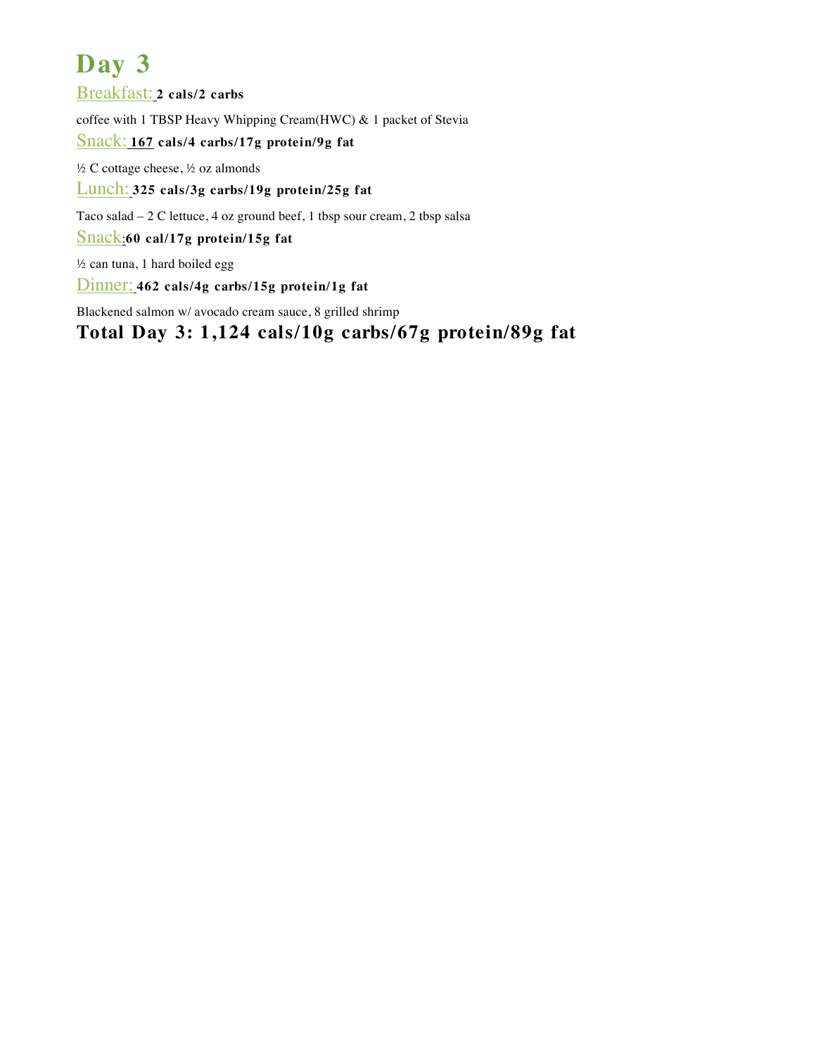# Day 3

## Breakfast: **2 cals/2 carbs**

coffee with 1 TBSP Heavy Whipping Cream(HWC) & 1 packet of Stevia

## Snack: **167 cals/4 carbs/17g protein/9g fat**

½ C cottage cheese, ½ oz almonds

## Lunch: **325 cals/3g carbs/19g protein/25g fat**

Taco salad – 2 C lettuce, 4 oz ground beef, 1 tbsp sour cream, 2 tbsp salsa

## Snack: **60 cal/17g protein/15g fat**

½ can tuna, 1 hard boiled egg

## Dinner: **462 cals/4g carbs/15g protein/1g fat**

Blackened salmon w/ avocado cream sauce, 8 grilled shrimp

**Total Day 3: 1,124 cals/10g carbs/67g protein/89g fat**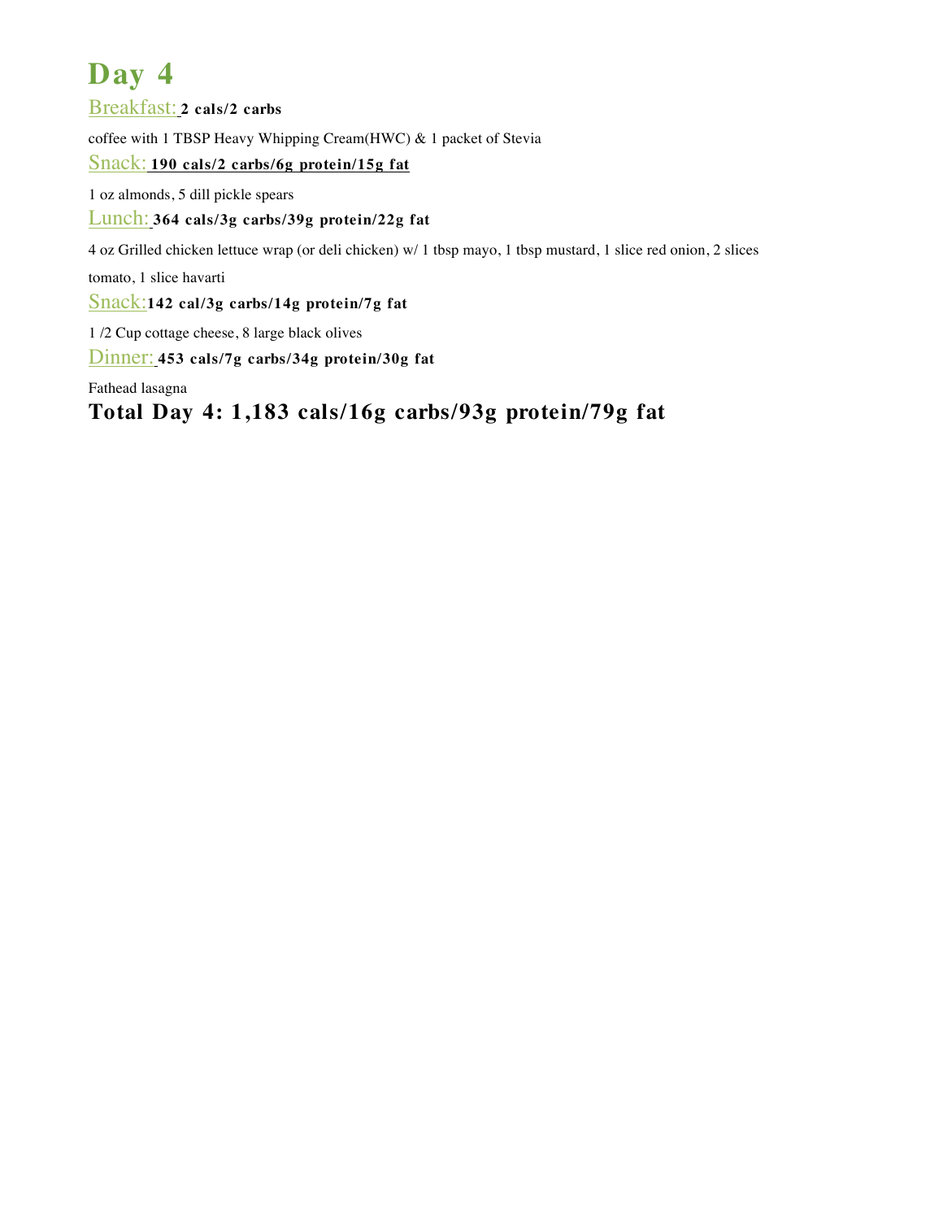# Day 4

**Breakfast:** **2 cals/2 carbs**

coffee with 1 TBSP Heavy Whipping Cream(HWC) & 1 packet of Stevia

**Snack:** **190 cals/2 carbs/6g protein/15g fat**

1 oz almonds, 5 dill pickle spears

**Lunch:** **364 cals/3g carbs/39g protein/22g fat**

4 oz Grilled chicken lettuce wrap (or deli chicken) w/ 1 tbsp mayo, 1 tbsp mustard, 1 slice red onion, 2 slices tomato, 1 slice havarti

**Snack:** **142 cal/3g carbs/14g protein/7g fat**

1 /2 Cup cottage cheese, 8 large black olives

**Dinner:** **453 cals/7g carbs/34g protein/30g fat**

Fathead lasagna

## Total Day 4: 1,183 cals/16g carbs/93g protein/79g fat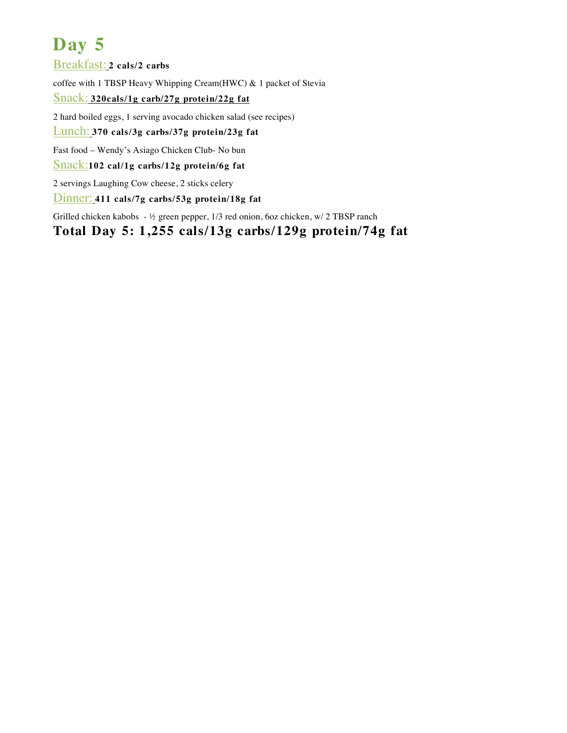# Day 5

**Breakfast:** **2 cals/2 carbs**

coffee with 1 TBSP Heavy Whipping Cream(HWC) & 1 packet of Stevia

**Snack:** **320cals/1g carb/27g protein/22g fat**

2 hard boiled eggs, 1 serving avocado chicken salad (see recipes)

**Lunch:** **370 cals/3g carbs/37g protein/23g fat**

Fast food – Wendy's Asiago Chicken Club- No bun

**Snack:** **102 cal/1g carbs/12g protein/6g fat**

2 servings Laughing Cow cheese, 2 sticks celery

**Dinner:** **411 cals/7g carbs/53g protein/18g fat**

Grilled chicken kabobs - ½ green pepper, 1/3 red onion, 6oz chicken, w/ 2 TBSP ranch

**Total Day 5: 1,255 cals/13g carbs/129g protein/74g fat**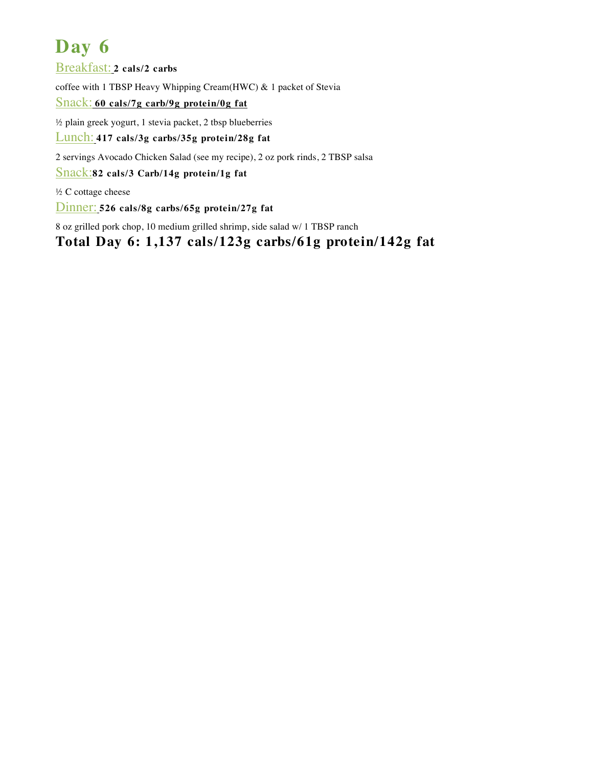# Day 6

Breakfast: **2 cals/2 carbs**

coffee with 1 TBSP Heavy Whipping Cream(HWC) & 1 packet of Stevia

Snack: **60 cals/7g carb/9g protein/0g fat**

½ plain greek yogurt, 1 stevia packet, 2 tbsp blueberries

Lunch: **417 cals/3g carbs/35g protein/28g fat**

2 servings Avocado Chicken Salad (see my recipe), 2 oz pork rinds, 2 TBSP salsa

Snack: **82 cals/3 Carb/14g protein/1g fat**

½ C cottage cheese

Dinner: **526 cals/8g carbs/65g protein/27g fat**

8 oz grilled pork chop, 10 medium grilled shrimp, side salad w/ 1 TBSP ranch

## Total Day 6: 1,137 cals/123g carbs/61g protein/142g fat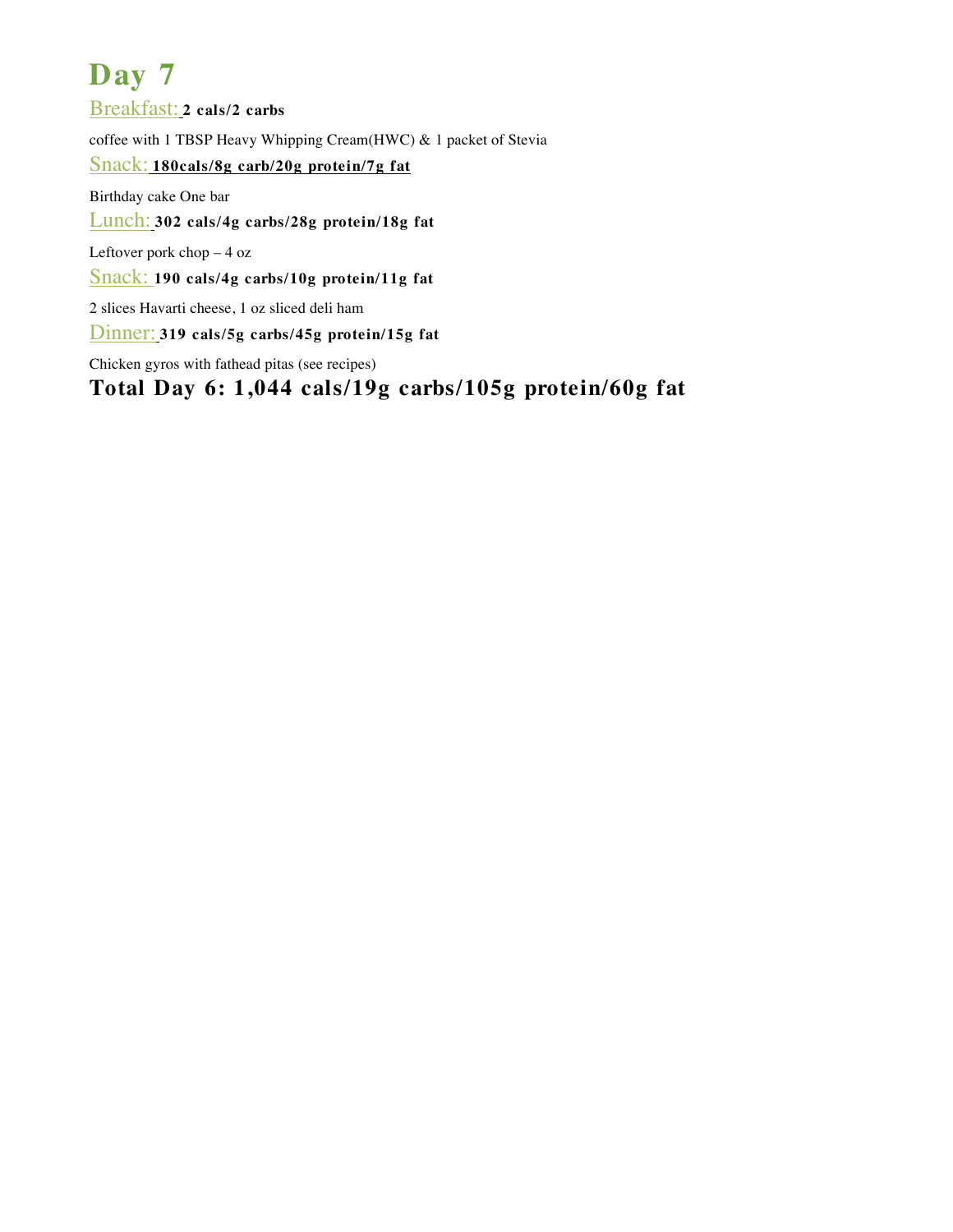# Day 7

Breakfast: **2 cals/2 carbs**

coffee with 1 TBSP Heavy Whipping Cream(HWC) & 1 packet of Stevia

Snack: **180cals/8g carb/20g protein/7g fat**

Birthday cake One bar

Lunch: **302 cals/4g carbs/28g protein/18g fat**

Leftover pork chop – 4 oz

Snack: **190 cals/4g carbs/10g protein/11g fat**

2 slices Havarti cheese, 1 oz sliced deli ham

Dinner: **319 cals/5g carbs/45g protein/15g fat**

Chicken gyros with fathead pitas (see recipes)

**Total Day 6: 1,044 cals/19g carbs/105g protein/60g fat**